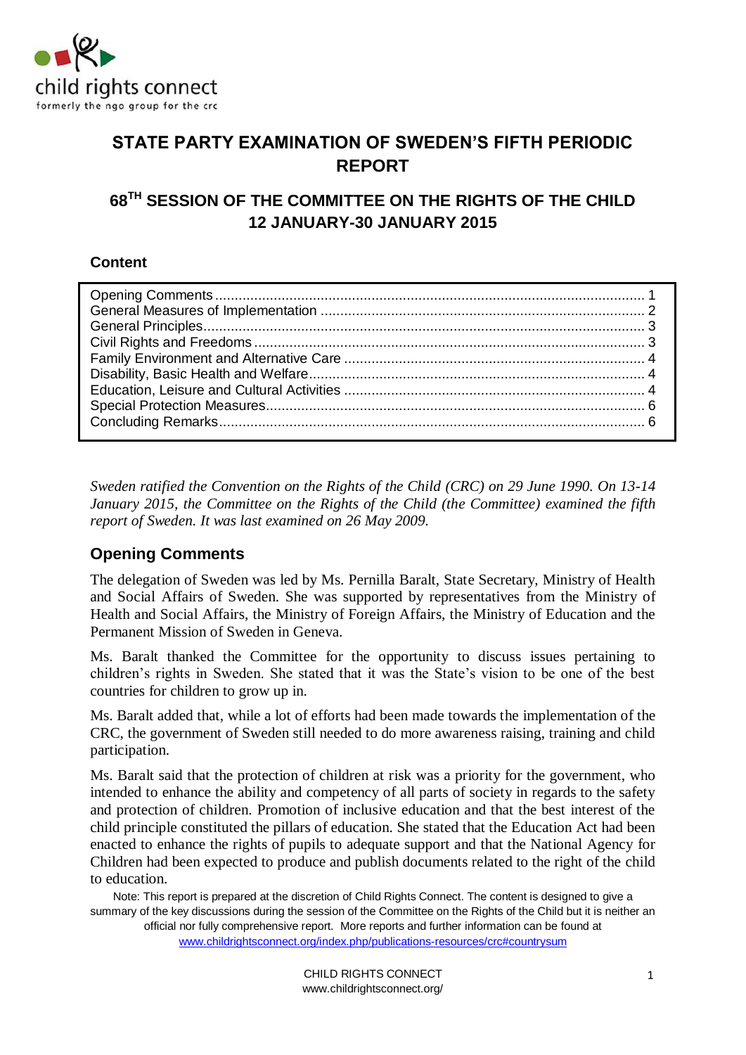child rights connect
formerly the ngo group for the crc

# STATE PARTY EXAMINATION OF SWEDEN'S FIFTH PERIODIC REPORT

## 68TH SESSION OF THE COMMITTEE ON THE RIGHTS OF THE CHILD 12 JANUARY-30 JANUARY 2015

**Content**

| | |
|---|---|
| Opening Comments | 1 |
| General Measures of Implementation | 2 |
| General Principles | 3 |
| Civil Rights and Freedoms | 3 |
| Family Environment and Alternative Care | 4 |
| Disability, Basic Health and Welfare | 4 |
| Education, Leisure and Cultural Activities | 4 |
| Special Protection Measures | 6 |
| Concluding Remarks | 6 |

*Sweden ratified the Convention on the Rights of the Child (CRC) on 29 June 1990. On 13-14 January 2015, the Committee on the Rights of the Child (the Committee) examined the fifth report of Sweden. It was last examined on 26 May 2009.*

## Opening Comments

The delegation of Sweden was led by Ms. Pernilla Baralt, State Secretary, Ministry of Health and Social Affairs of Sweden. She was supported by representatives from the Ministry of Health and Social Affairs, the Ministry of Foreign Affairs, the Ministry of Education and the Permanent Mission of Sweden in Geneva.

Ms. Baralt thanked the Committee for the opportunity to discuss issues pertaining to children's rights in Sweden. She stated that it was the State's vision to be one of the best countries for children to grow up in.

Ms. Baralt added that, while a lot of efforts had been made towards the implementation of the CRC, the government of Sweden still needed to do more awareness raising, training and child participation.

Ms. Baralt said that the protection of children at risk was a priority for the government, who intended to enhance the ability and competency of all parts of society in regards to the safety and protection of children. Promotion of inclusive education and that the best interest of the child principle constituted the pillars of education. She stated that the Education Act had been enacted to enhance the rights of pupils to adequate support and that the National Agency for Children had been expected to produce and publish documents related to the right of the child to education.

Note: This report is prepared at the discretion of Child Rights Connect. The content is designed to give a summary of the key discussions during the session of the Committee on the Rights of the Child but it is neither an official nor fully comprehensive report. More reports and further information can be found at www.childrightsconnect.org/index.php/publications-resources/crc#countrysum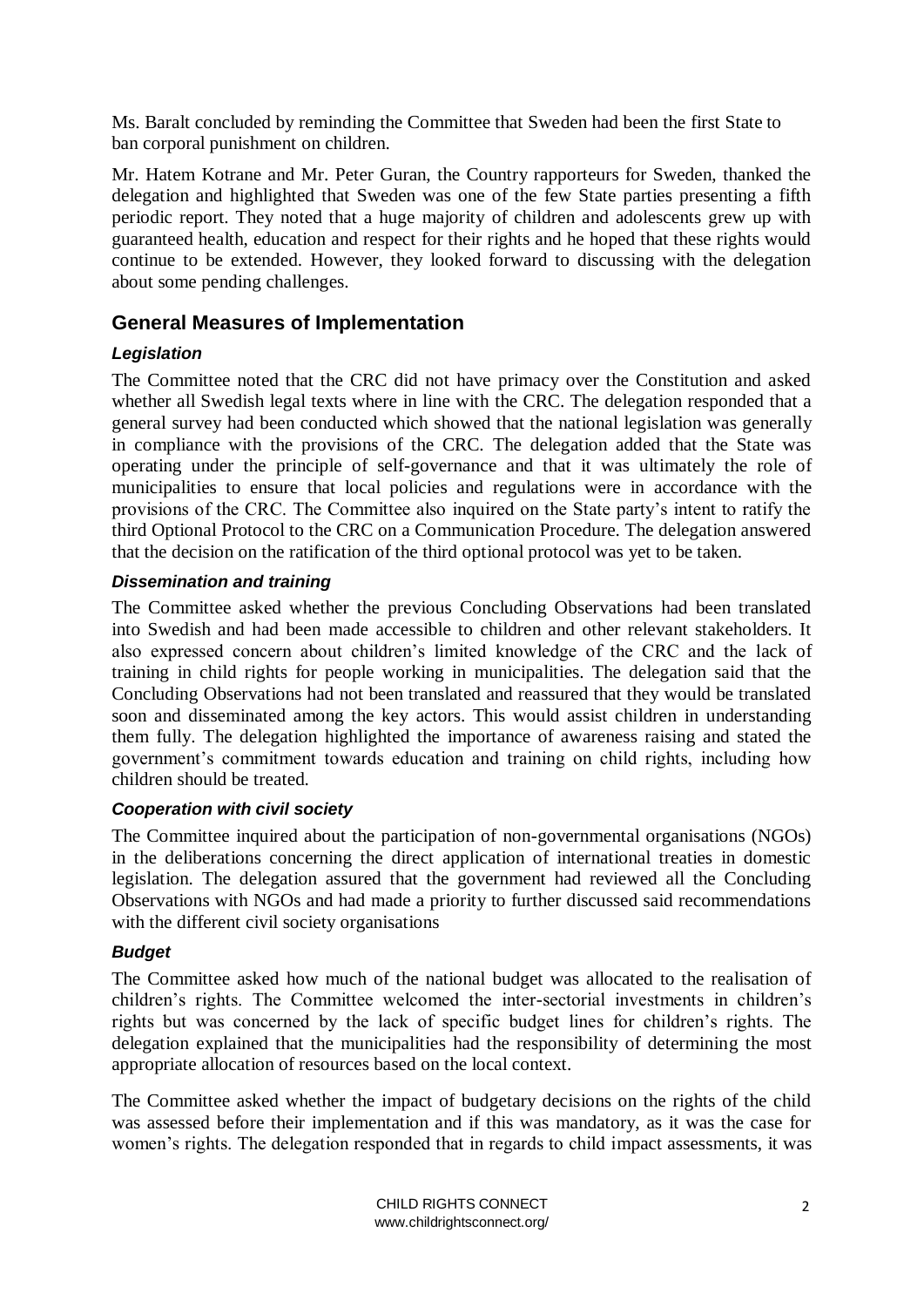Ms. Baralt concluded by reminding the Committee that Sweden had been the first State to ban corporal punishment on children.

Mr. Hatem Kotrane and Mr. Peter Guran, the Country rapporteurs for Sweden, thanked the delegation and highlighted that Sweden was one of the few State parties presenting a fifth periodic report. They noted that a huge majority of children and adolescents grew up with guaranteed health, education and respect for their rights and he hoped that these rights would continue to be extended. However, they looked forward to discussing with the delegation about some pending challenges.

## General Measures of Implementation

### *Legislation*

The Committee noted that the CRC did not have primacy over the Constitution and asked whether all Swedish legal texts where in line with the CRC. The delegation responded that a general survey had been conducted which showed that the national legislation was generally in compliance with the provisions of the CRC. The delegation added that the State was operating under the principle of self-governance and that it was ultimately the role of municipalities to ensure that local policies and regulations were in accordance with the provisions of the CRC. The Committee also inquired on the State party's intent to ratify the third Optional Protocol to the CRC on a Communication Procedure. The delegation answered that the decision on the ratification of the third optional protocol was yet to be taken.

### *Dissemination and training*

The Committee asked whether the previous Concluding Observations had been translated into Swedish and had been made accessible to children and other relevant stakeholders. It also expressed concern about children's limited knowledge of the CRC and the lack of training in child rights for people working in municipalities. The delegation said that the Concluding Observations had not been translated and reassured that they would be translated soon and disseminated among the key actors. This would assist children in understanding them fully. The delegation highlighted the importance of awareness raising and stated the government's commitment towards education and training on child rights, including how children should be treated.

### *Cooperation with civil society*

The Committee inquired about the participation of non-governmental organisations (NGOs) in the deliberations concerning the direct application of international treaties in domestic legislation. The delegation assured that the government had reviewed all the Concluding Observations with NGOs and had made a priority to further discussed said recommendations with the different civil society organisations

### *Budget*

The Committee asked how much of the national budget was allocated to the realisation of children's rights. The Committee welcomed the inter-sectorial investments in children's rights but was concerned by the lack of specific budget lines for children's rights. The delegation explained that the municipalities had the responsibility of determining the most appropriate allocation of resources based on the local context.

The Committee asked whether the impact of budgetary decisions on the rights of the child was assessed before their implementation and if this was mandatory, as it was the case for women's rights. The delegation responded that in regards to child impact assessments, it was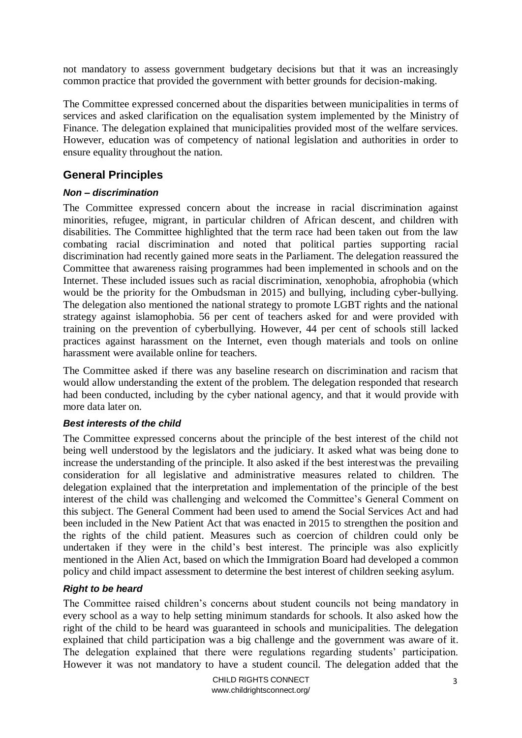not mandatory to assess government budgetary decisions but that it was an increasingly common practice that provided the government with better grounds for decision-making.

The Committee expressed concerned about the disparities between municipalities in terms of services and asked clarification on the equalisation system implemented by the Ministry of Finance. The delegation explained that municipalities provided most of the welfare services. However, education was of competency of national legislation and authorities in order to ensure equality throughout the nation.

## General Principles

### *Non – discrimination*

The Committee expressed concern about the increase in racial discrimination against minorities, refugee, migrant, in particular children of African descent, and children with disabilities. The Committee highlighted that the term race had been taken out from the law combating racial discrimination and noted that political parties supporting racial discrimination had recently gained more seats in the Parliament. The delegation reassured the Committee that awareness raising programmes had been implemented in schools and on the Internet. These included issues such as racial discrimination, xenophobia, afrophobia (which would be the priority for the Ombudsman in 2015) and bullying, including cyber-bullying. The delegation also mentioned the national strategy to promote LGBT rights and the national strategy against islamophobia. 56 per cent of teachers asked for and were provided with training on the prevention of cyberbullying. However, 44 per cent of schools still lacked practices against harassment on the Internet, even though materials and tools on online harassment were available online for teachers.

The Committee asked if there was any baseline research on discrimination and racism that would allow understanding the extent of the problem. The delegation responded that research had been conducted, including by the cyber national agency, and that it would provide with more data later on.

### *Best interests of the child*

The Committee expressed concerns about the principle of the best interest of the child not being well understood by the legislators and the judiciary. It asked what was being done to increase the understanding of the principle. It also asked if the best interestwas the prevailing consideration for all legislative and administrative measures related to children. The delegation explained that the interpretation and implementation of the principle of the best interest of the child was challenging and welcomed the Committee's General Comment on this subject. The General Comment had been used to amend the Social Services Act and had been included in the New Patient Act that was enacted in 2015 to strengthen the position and the rights of the child patient. Measures such as coercion of children could only be undertaken if they were in the child's best interest. The principle was also explicitly mentioned in the Alien Act, based on which the Immigration Board had developed a common policy and child impact assessment to determine the best interest of children seeking asylum.

### *Right to be heard*

The Committee raised children's concerns about student councils not being mandatory in every school as a way to help setting minimum standards for schools. It also asked how the right of the child to be heard was guaranteed in schools and municipalities. The delegation explained that child participation was a big challenge and the government was aware of it. The delegation explained that there were regulations regarding students' participation. However it was not mandatory to have a student council. The delegation added that the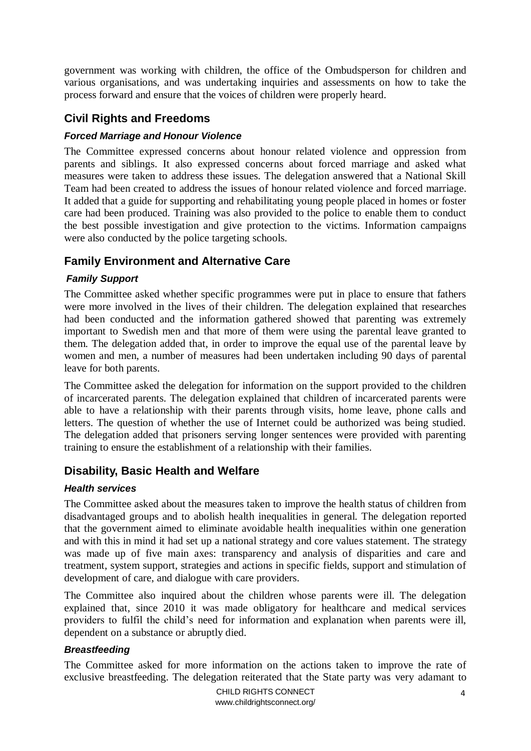government was working with children, the office of the Ombudsperson for children and various organisations, and was undertaking inquiries and assessments on how to take the process forward and ensure that the voices of children were properly heard.

## Civil Rights and Freedoms

### *Forced Marriage and Honour Violence*

The Committee expressed concerns about honour related violence and oppression from parents and siblings. It also expressed concerns about forced marriage and asked what measures were taken to address these issues. The delegation answered that a National Skill Team had been created to address the issues of honour related violence and forced marriage. It added that a guide for supporting and rehabilitating young people placed in homes or foster care had been produced. Training was also provided to the police to enable them to conduct the best possible investigation and give protection to the victims. Information campaigns were also conducted by the police targeting schools.

## Family Environment and Alternative Care

### *Family Support*

The Committee asked whether specific programmes were put in place to ensure that fathers were more involved in the lives of their children. The delegation explained that researches had been conducted and the information gathered showed that parenting was extremely important to Swedish men and that more of them were using the parental leave granted to them. The delegation added that, in order to improve the equal use of the parental leave by women and men, a number of measures had been undertaken including 90 days of parental leave for both parents.

The Committee asked the delegation for information on the support provided to the children of incarcerated parents. The delegation explained that children of incarcerated parents were able to have a relationship with their parents through visits, home leave, phone calls and letters. The question of whether the use of Internet could be authorized was being studied. The delegation added that prisoners serving longer sentences were provided with parenting training to ensure the establishment of a relationship with their families.

## Disability, Basic Health and Welfare

### *Health services*

The Committee asked about the measures taken to improve the health status of children from disadvantaged groups and to abolish health inequalities in general. The delegation reported that the government aimed to eliminate avoidable health inequalities within one generation and with this in mind it had set up a national strategy and core values statement. The strategy was made up of five main axes: transparency and analysis of disparities and care and treatment, system support, strategies and actions in specific fields, support and stimulation of development of care, and dialogue with care providers.

The Committee also inquired about the children whose parents were ill. The delegation explained that, since 2010 it was made obligatory for healthcare and medical services providers to fulfil the child's need for information and explanation when parents were ill, dependent on a substance or abruptly died.

### *Breastfeeding*

The Committee asked for more information on the actions taken to improve the rate of exclusive breastfeeding. The delegation reiterated that the State party was very adamant to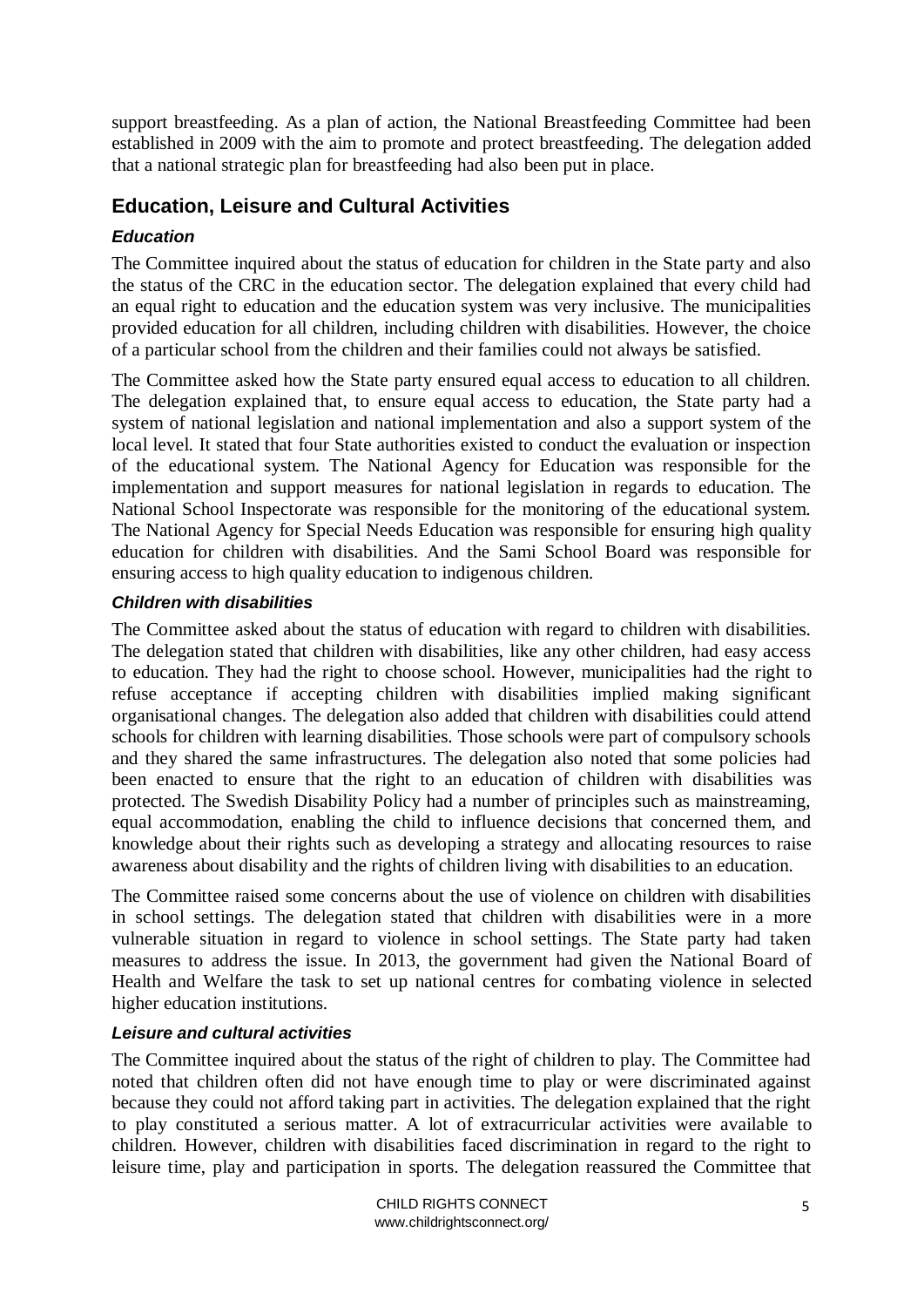support breastfeeding. As a plan of action, the National Breastfeeding Committee had been established in 2009 with the aim to promote and protect breastfeeding. The delegation added that a national strategic plan for breastfeeding had also been put in place.

## Education, Leisure and Cultural Activities

### *Education*

The Committee inquired about the status of education for children in the State party and also the status of the CRC in the education sector. The delegation explained that every child had an equal right to education and the education system was very inclusive. The municipalities provided education for all children, including children with disabilities. However, the choice of a particular school from the children and their families could not always be satisfied.

The Committee asked how the State party ensured equal access to education to all children. The delegation explained that, to ensure equal access to education, the State party had a system of national legislation and national implementation and also a support system of the local level. It stated that four State authorities existed to conduct the evaluation or inspection of the educational system. The National Agency for Education was responsible for the implementation and support measures for national legislation in regards to education. The National School Inspectorate was responsible for the monitoring of the educational system. The National Agency for Special Needs Education was responsible for ensuring high quality education for children with disabilities. And the Sami School Board was responsible for ensuring access to high quality education to indigenous children.

### *Children with disabilities*

The Committee asked about the status of education with regard to children with disabilities. The delegation stated that children with disabilities, like any other children, had easy access to education. They had the right to choose school. However, municipalities had the right to refuse acceptance if accepting children with disabilities implied making significant organisational changes. The delegation also added that children with disabilities could attend schools for children with learning disabilities. Those schools were part of compulsory schools and they shared the same infrastructures. The delegation also noted that some policies had been enacted to ensure that the right to an education of children with disabilities was protected. The Swedish Disability Policy had a number of principles such as mainstreaming, equal accommodation, enabling the child to influence decisions that concerned them, and knowledge about their rights such as developing a strategy and allocating resources to raise awareness about disability and the rights of children living with disabilities to an education.

The Committee raised some concerns about the use of violence on children with disabilities in school settings. The delegation stated that children with disabilities were in a more vulnerable situation in regard to violence in school settings. The State party had taken measures to address the issue. In 2013, the government had given the National Board of Health and Welfare the task to set up national centres for combating violence in selected higher education institutions.

### *Leisure and cultural activities*

The Committee inquired about the status of the right of children to play. The Committee had noted that children often did not have enough time to play or were discriminated against because they could not afford taking part in activities. The delegation explained that the right to play constituted a serious matter. A lot of extracurricular activities were available to children. However, children with disabilities faced discrimination in regard to the right to leisure time, play and participation in sports. The delegation reassured the Committee that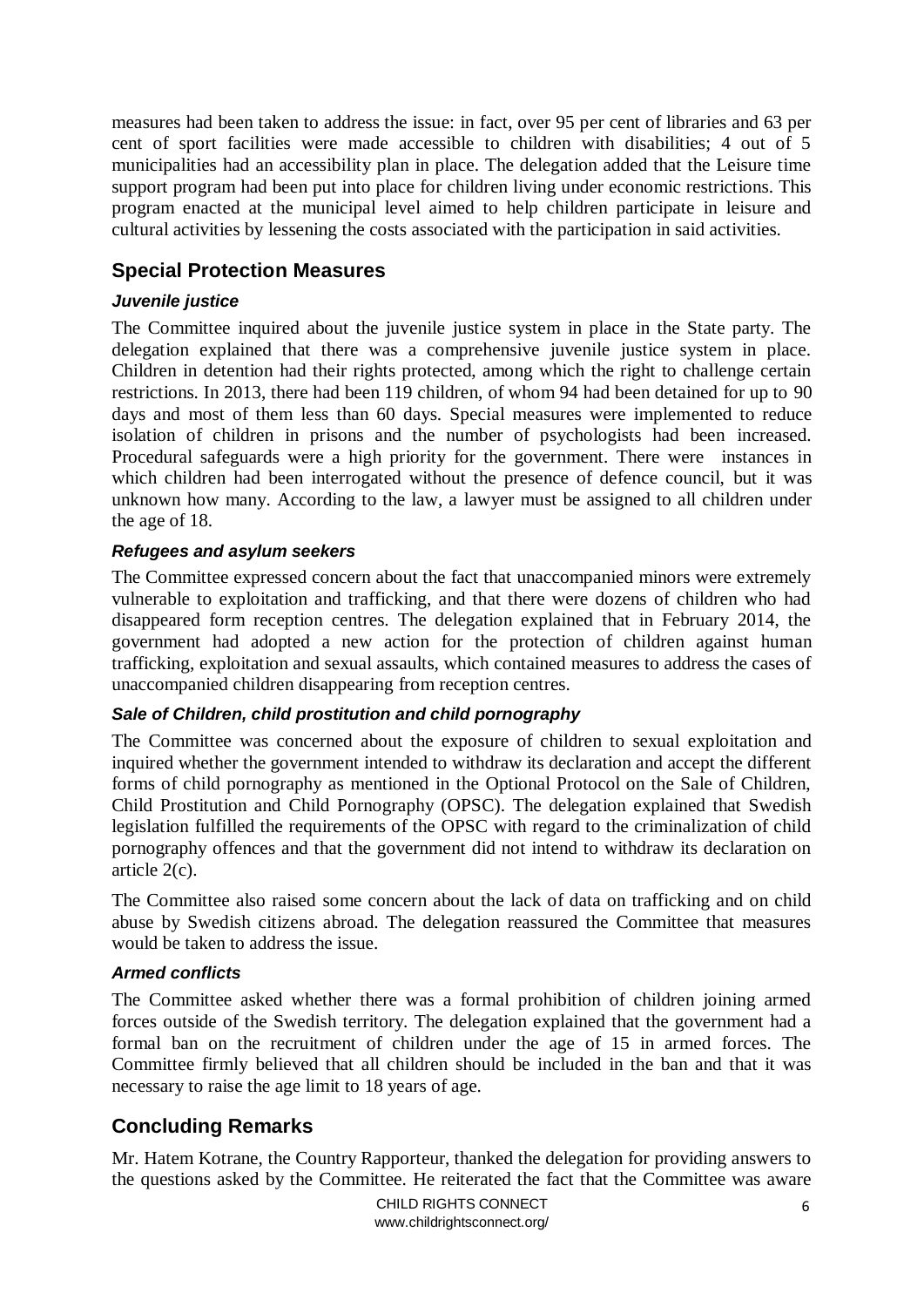measures had been taken to address the issue: in fact, over 95 per cent of libraries and 63 per cent of sport facilities were made accessible to children with disabilities; 4 out of 5 municipalities had an accessibility plan in place. The delegation added that the Leisure time support program had been put into place for children living under economic restrictions. This program enacted at the municipal level aimed to help children participate in leisure and cultural activities by lessening the costs associated with the participation in said activities.

## Special Protection Measures

### *Juvenile justice*

The Committee inquired about the juvenile justice system in place in the State party. The delegation explained that there was a comprehensive juvenile justice system in place. Children in detention had their rights protected, among which the right to challenge certain restrictions. In 2013, there had been 119 children, of whom 94 had been detained for up to 90 days and most of them less than 60 days. Special measures were implemented to reduce isolation of children in prisons and the number of psychologists had been increased. Procedural safeguards were a high priority for the government. There were instances in which children had been interrogated without the presence of defence council, but it was unknown how many. According to the law, a lawyer must be assigned to all children under the age of 18.

### *Refugees and asylum seekers*

The Committee expressed concern about the fact that unaccompanied minors were extremely vulnerable to exploitation and trafficking, and that there were dozens of children who had disappeared form reception centres. The delegation explained that in February 2014, the government had adopted a new action for the protection of children against human trafficking, exploitation and sexual assaults, which contained measures to address the cases of unaccompanied children disappearing from reception centres.

### *Sale of Children, child prostitution and child pornography*

The Committee was concerned about the exposure of children to sexual exploitation and inquired whether the government intended to withdraw its declaration and accept the different forms of child pornography as mentioned in the Optional Protocol on the Sale of Children, Child Prostitution and Child Pornography (OPSC). The delegation explained that Swedish legislation fulfilled the requirements of the OPSC with regard to the criminalization of child pornography offences and that the government did not intend to withdraw its declaration on article 2(c).

The Committee also raised some concern about the lack of data on trafficking and on child abuse by Swedish citizens abroad. The delegation reassured the Committee that measures would be taken to address the issue.

### *Armed conflicts*

The Committee asked whether there was a formal prohibition of children joining armed forces outside of the Swedish territory. The delegation explained that the government had a formal ban on the recruitment of children under the age of 15 in armed forces. The Committee firmly believed that all children should be included in the ban and that it was necessary to raise the age limit to 18 years of age.

## Concluding Remarks

Mr. Hatem Kotrane, the Country Rapporteur, thanked the delegation for providing answers to the questions asked by the Committee. He reiterated the fact that the Committee was aware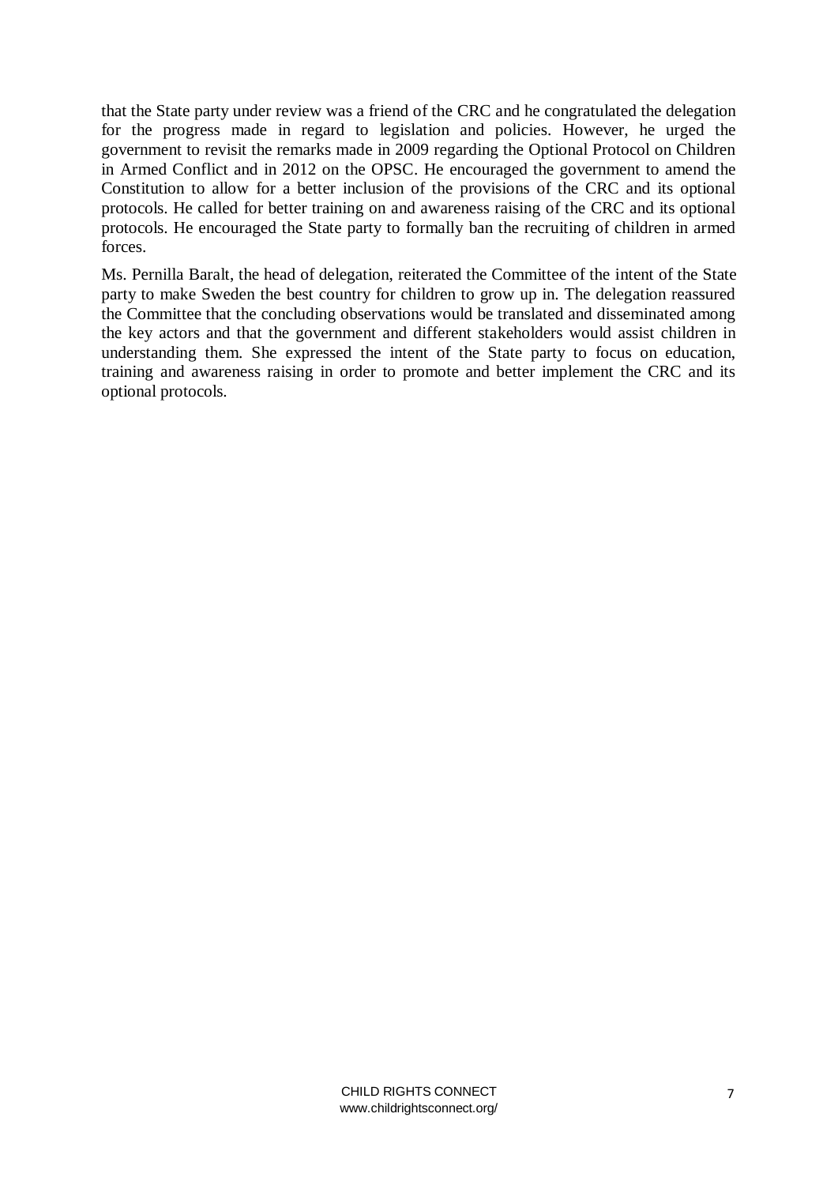that the State party under review was a friend of the CRC and he congratulated the delegation for the progress made in regard to legislation and policies. However, he urged the government to revisit the remarks made in 2009 regarding the Optional Protocol on Children in Armed Conflict and in 2012 on the OPSC. He encouraged the government to amend the Constitution to allow for a better inclusion of the provisions of the CRC and its optional protocols. He called for better training on and awareness raising of the CRC and its optional protocols. He encouraged the State party to formally ban the recruiting of children in armed forces.

Ms. Pernilla Baralt, the head of delegation, reiterated the Committee of the intent of the State party to make Sweden the best country for children to grow up in. The delegation reassured the Committee that the concluding observations would be translated and disseminated among the key actors and that the government and different stakeholders would assist children in understanding them. She expressed the intent of the State party to focus on education, training and awareness raising in order to promote and better implement the CRC and its optional protocols.